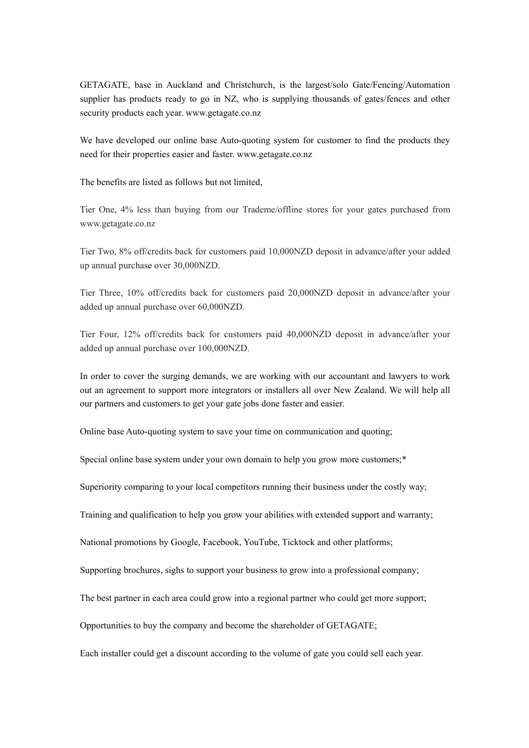GETAGATE, base in Auckland and Christchurch, is the largest/solo Gate/Fencing/Automation supplier has products ready to go in NZ, who is supplying thousands of gates/fences and other security products each year. www.getagate.co.nz

We have developed our online base Auto-quoting system for customer to find the products they need for their properties easier and faster. www.getagate.co.nz

The benefits are listed as follows but not limited,

Tier One, 4% less than buying from our Trademe/offline stores for your gates purchased from www.getagate.co.nz

Tier Two, 8% off/credits back for customers paid 10,000NZD deposit in advance/after your added up annual purchase over 30,000NZD.

Tier Three, 10% off/credits back for customers paid 20,000NZD deposit in advance/after your added up annual purchase over 60,000NZD.

Tier Four, 12% off/credits back for customers paid 40,000NZD deposit in advance/after your added up annual purchase over 100,000NZD.

In order to cover the surging demands, we are working with our accountant and lawyers to work out an agreement to support more integrators or installers all over New Zealand. We will help all our partners and customers to get your gate jobs done faster and easier.

Online base Auto-quoting system to save your time on communication and quoting;

Special online base system under your own domain to help you grow more customers;*

Superiority comparing to your local competitors running their business under the costly way;

Training and qualification to help you grow your abilities with extended support and warranty;

National promotions by Google, Facebook, YouTube, Ticktock and other platforms;

Supporting brochures, sighs to support your business to grow into a professional company;

The best partner in each area could grow into a regional partner who could get more support;

Opportunities to buy the company and become the shareholder of GETAGATE;

Each installer could get a discount according to the volume of gate you could sell each year.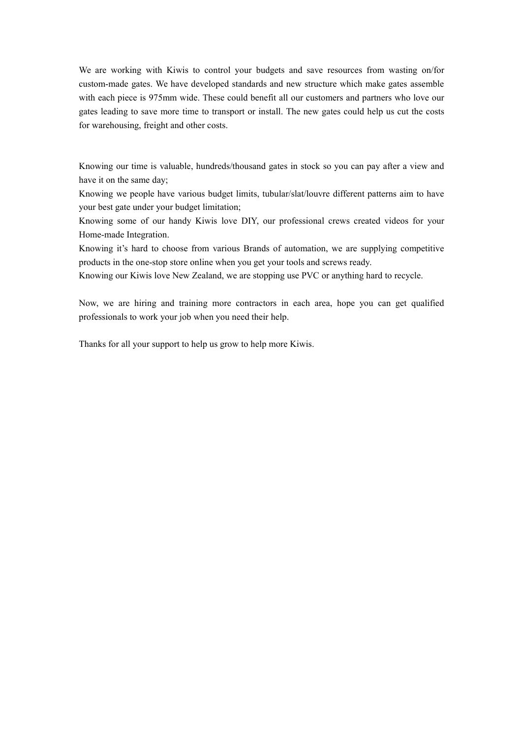We are working with Kiwis to control your budgets and save resources from wasting on/for custom-made gates. We have developed standards and new structure which make gates assemble with each piece is 975mm wide. These could benefit all our customers and partners who love our gates leading to save more time to transport or install. The new gates could help us cut the costs for warehousing, freight and other costs.

Knowing our time is valuable, hundreds/thousand gates in stock so you can pay after a view and have it on the same day;
Knowing we people have various budget limits, tubular/slat/louvre different patterns aim to have your best gate under your budget limitation;
Knowing some of our handy Kiwis love DIY, our professional crews created videos for your Home-made Integration.
Knowing it's hard to choose from various Brands of automation, we are supplying competitive products in the one-stop store online when you get your tools and screws ready.
Knowing our Kiwis love New Zealand, we are stopping use PVC or anything hard to recycle.

Now, we are hiring and training more contractors in each area, hope you can get qualified professionals to work your job when you need their help.

Thanks for all your support to help us grow to help more Kiwis.